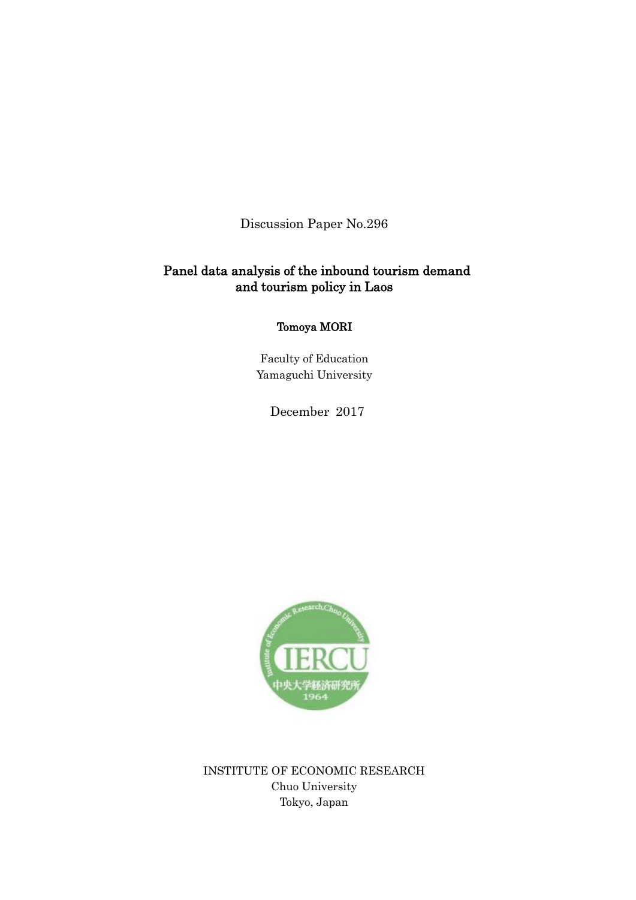Discussion Paper No.296

# Panel data analysis of the inbound tourism demand and tourism policy in Laos

**Tomoya MORI**

Faculty of Education
Yamaguchi University

December 2017

INSTITUTE OF ECONOMIC RESEARCH
Chuo University
Tokyo, Japan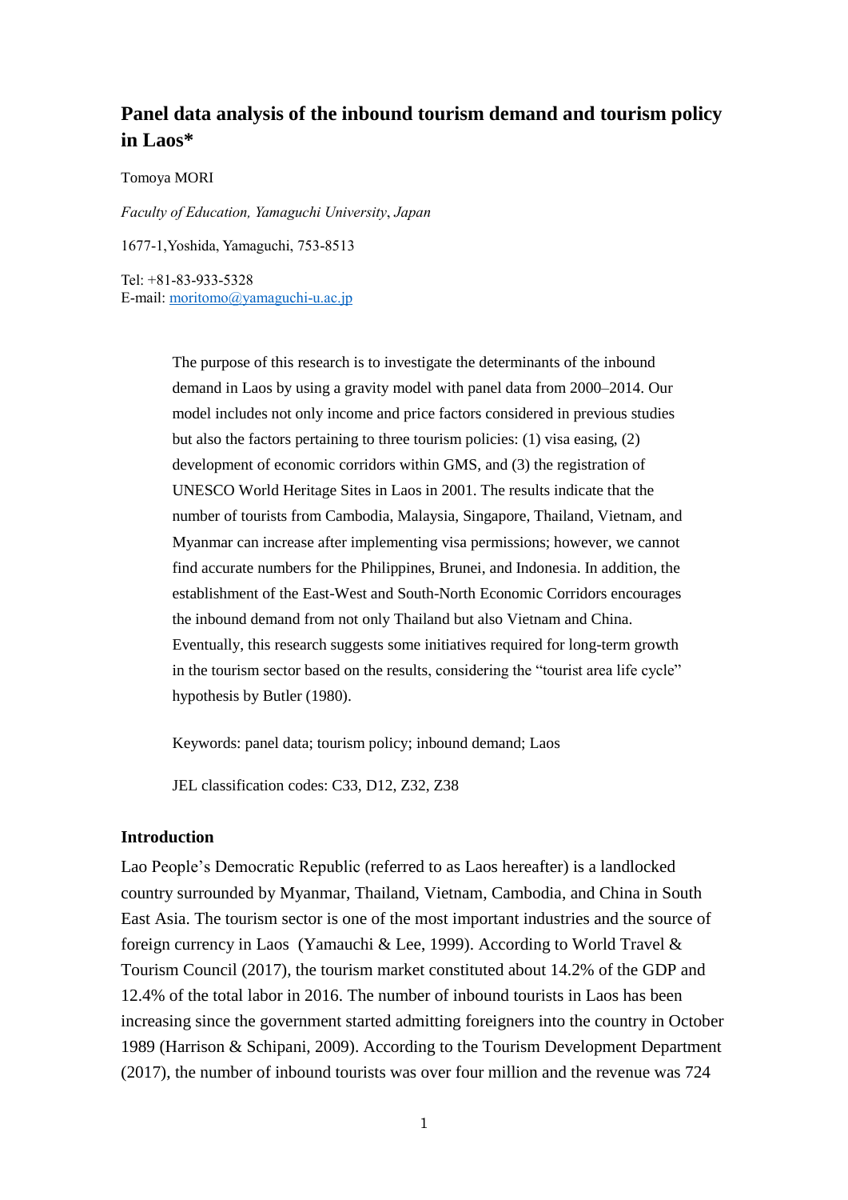# Panel data analysis of the inbound tourism demand and tourism policy in Laos*

Tomoya MORI

*Faculty of Education, Yamaguchi University, Japan*

1677-1,Yoshida, Yamaguchi, 753-8513

Tel: +81-83-933-5328
E-mail: moritomo@yamaguchi-u.ac.jp

> The purpose of this research is to investigate the determinants of the inbound demand in Laos by using a gravity model with panel data from 2000–2014. Our model includes not only income and price factors considered in previous studies but also the factors pertaining to three tourism policies: (1) visa easing, (2) development of economic corridors within GMS, and (3) the registration of UNESCO World Heritage Sites in Laos in 2001. The results indicate that the number of tourists from Cambodia, Malaysia, Singapore, Thailand, Vietnam, and Myanmar can increase after implementing visa permissions; however, we cannot find accurate numbers for the Philippines, Brunei, and Indonesia. In addition, the establishment of the East-West and South-North Economic Corridors encourages the inbound demand from not only Thailand but also Vietnam and China. Eventually, this research suggests some initiatives required for long-term growth in the tourism sector based on the results, considering the "tourist area life cycle" hypothesis by Butler (1980).
>
> Keywords: panel data; tourism policy; inbound demand; Laos
>
> JEL classification codes: C33, D12, Z32, Z38

## Introduction

Lao People's Democratic Republic (referred to as Laos hereafter) is a landlocked country surrounded by Myanmar, Thailand, Vietnam, Cambodia, and China in South East Asia. The tourism sector is one of the most important industries and the source of foreign currency in Laos (Yamauchi & Lee, 1999). According to World Travel & Tourism Council (2017), the tourism market constituted about 14.2% of the GDP and 12.4% of the total labor in 2016. The number of inbound tourists in Laos has been increasing since the government started admitting foreigners into the country in October 1989 (Harrison & Schipani, 2009). According to the Tourism Development Department (2017), the number of inbound tourists was over four million and the revenue was 724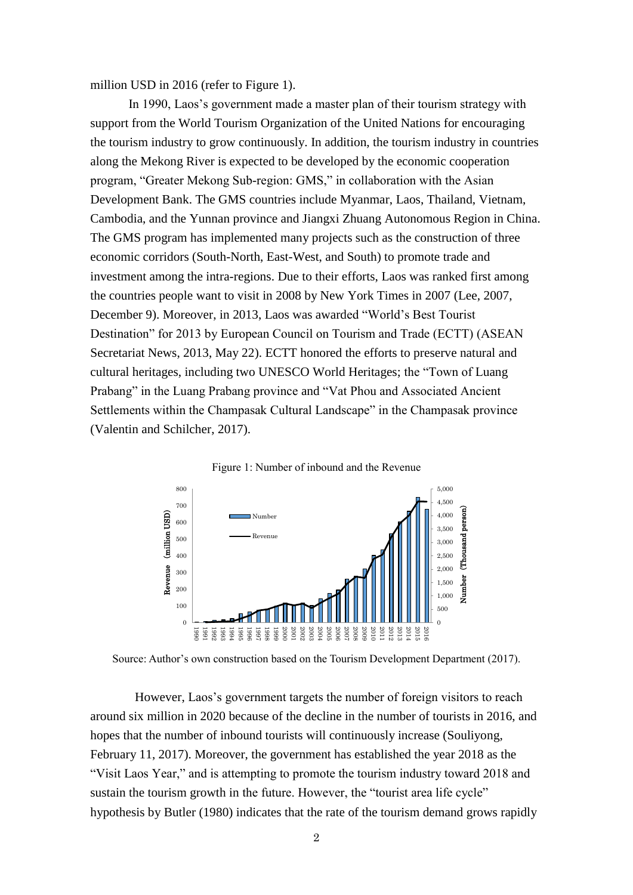million USD in 2016 (refer to Figure 1).

In 1990, Laos's government made a master plan of their tourism strategy with support from the World Tourism Organization of the United Nations for encouraging the tourism industry to grow continuously. In addition, the tourism industry in countries along the Mekong River is expected to be developed by the economic cooperation program, "Greater Mekong Sub-region: GMS," in collaboration with the Asian Development Bank. The GMS countries include Myanmar, Laos, Thailand, Vietnam, Cambodia, and the Yunnan province and Jiangxi Zhuang Autonomous Region in China. The GMS program has implemented many projects such as the construction of three economic corridors (South-North, East-West, and South) to promote trade and investment among the intra-regions. Due to their efforts, Laos was ranked first among the countries people want to visit in 2008 by New York Times in 2007 (Lee, 2007, December 9). Moreover, in 2013, Laos was awarded "World's Best Tourist Destination" for 2013 by European Council on Tourism and Trade (ECTT) (ASEAN Secretariat News, 2013, May 22). ECTT honored the efforts to preserve natural and cultural heritages, including two UNESCO World Heritages; the "Town of Luang Prabang" in the Luang Prabang province and "Vat Phou and Associated Ancient Settlements within the Champasak Cultural Landscape" in the Champasak province (Valentin and Schilcher, 2017).

Figure 1: Number of inbound and the Revenue

Source: Author's own construction based on the Tourism Development Department (2017).

However, Laos's government targets the number of foreign visitors to reach around six million in 2020 because of the decline in the number of tourists in 2016, and hopes that the number of inbound tourists will continuously increase (Souliyong, February 11, 2017). Moreover, the government has established the year 2018 as the "Visit Laos Year," and is attempting to promote the tourism industry toward 2018 and sustain the tourism growth in the future. However, the "tourist area life cycle" hypothesis by Butler (1980) indicates that the rate of the tourism demand grows rapidly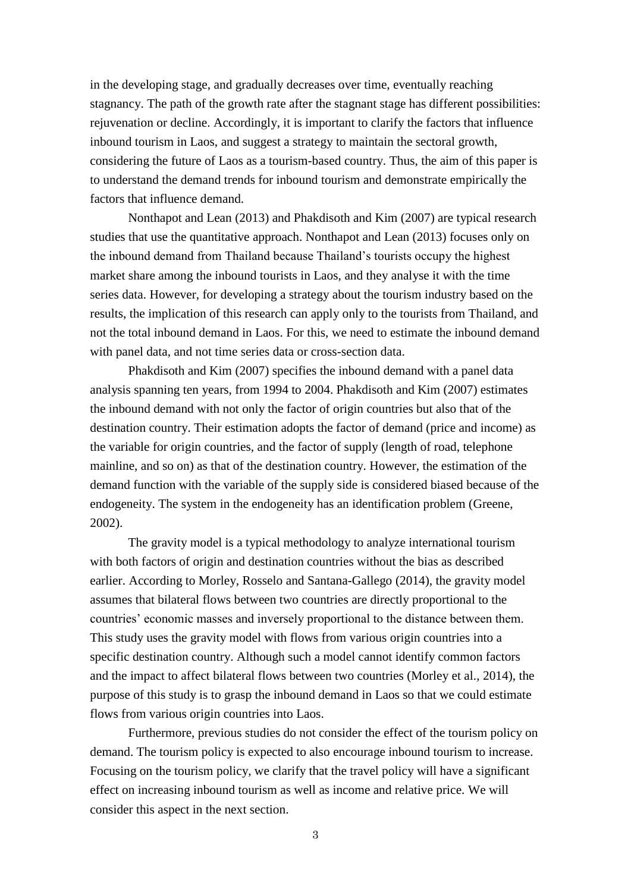in the developing stage, and gradually decreases over time, eventually reaching stagnancy. The path of the growth rate after the stagnant stage has different possibilities: rejuvenation or decline. Accordingly, it is important to clarify the factors that influence inbound tourism in Laos, and suggest a strategy to maintain the sectoral growth, considering the future of Laos as a tourism-based country. Thus, the aim of this paper is to understand the demand trends for inbound tourism and demonstrate empirically the factors that influence demand.

Nonthapot and Lean (2013) and Phakdisoth and Kim (2007) are typical research studies that use the quantitative approach. Nonthapot and Lean (2013) focuses only on the inbound demand from Thailand because Thailand's tourists occupy the highest market share among the inbound tourists in Laos, and they analyse it with the time series data. However, for developing a strategy about the tourism industry based on the results, the implication of this research can apply only to the tourists from Thailand, and not the total inbound demand in Laos. For this, we need to estimate the inbound demand with panel data, and not time series data or cross-section data.

Phakdisoth and Kim (2007) specifies the inbound demand with a panel data analysis spanning ten years, from 1994 to 2004. Phakdisoth and Kim (2007) estimates the inbound demand with not only the factor of origin countries but also that of the destination country. Their estimation adopts the factor of demand (price and income) as the variable for origin countries, and the factor of supply (length of road, telephone mainline, and so on) as that of the destination country. However, the estimation of the demand function with the variable of the supply side is considered biased because of the endogeneity. The system in the endogeneity has an identification problem (Greene, 2002).

The gravity model is a typical methodology to analyze international tourism with both factors of origin and destination countries without the bias as described earlier. According to Morley, Rosselo and Santana-Gallego (2014), the gravity model assumes that bilateral flows between two countries are directly proportional to the countries' economic masses and inversely proportional to the distance between them. This study uses the gravity model with flows from various origin countries into a specific destination country. Although such a model cannot identify common factors and the impact to affect bilateral flows between two countries (Morley et al., 2014), the purpose of this study is to grasp the inbound demand in Laos so that we could estimate flows from various origin countries into Laos.

Furthermore, previous studies do not consider the effect of the tourism policy on demand. The tourism policy is expected to also encourage inbound tourism to increase. Focusing on the tourism policy, we clarify that the travel policy will have a significant effect on increasing inbound tourism as well as income and relative price. We will consider this aspect in the next section.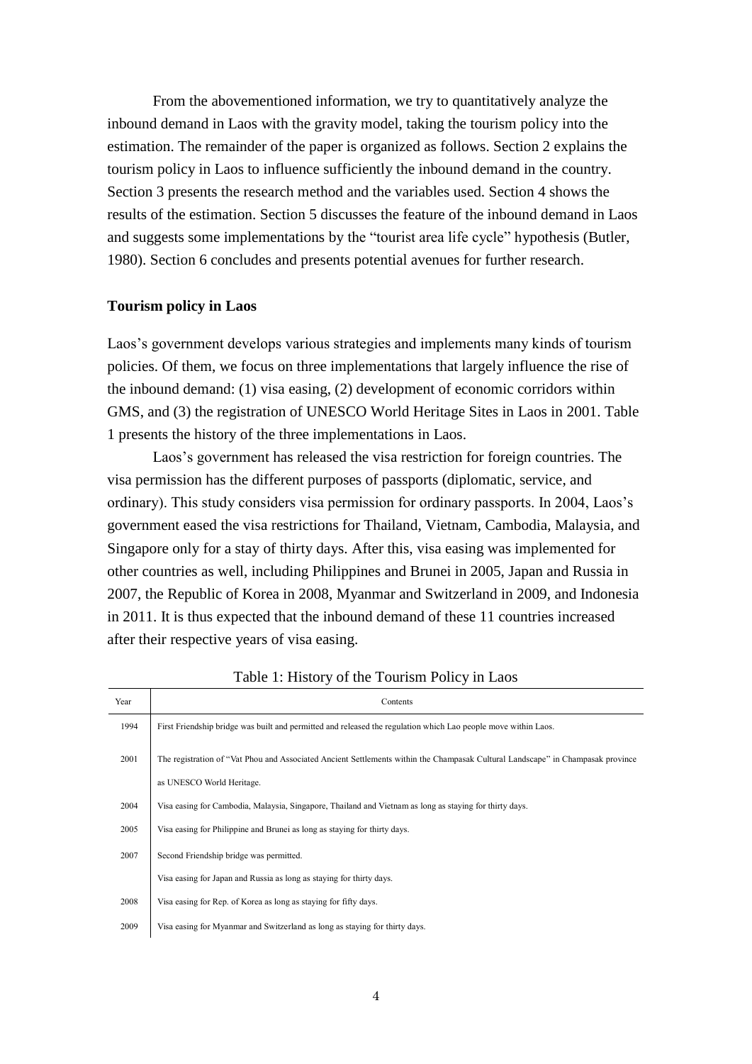From the abovementioned information, we try to quantitatively analyze the inbound demand in Laos with the gravity model, taking the tourism policy into the estimation. The remainder of the paper is organized as follows. Section 2 explains the tourism policy in Laos to influence sufficiently the inbound demand in the country. Section 3 presents the research method and the variables used. Section 4 shows the results of the estimation. Section 5 discusses the feature of the inbound demand in Laos and suggests some implementations by the "tourist area life cycle" hypothesis (Butler, 1980). Section 6 concludes and presents potential avenues for further research.

## Tourism policy in Laos

Laos's government develops various strategies and implements many kinds of tourism policies. Of them, we focus on three implementations that largely influence the rise of the inbound demand: (1) visa easing, (2) development of economic corridors within GMS, and (3) the registration of UNESCO World Heritage Sites in Laos in 2001. Table 1 presents the history of the three implementations in Laos.

Laos's government has released the visa restriction for foreign countries. The visa permission has the different purposes of passports (diplomatic, service, and ordinary). This study considers visa permission for ordinary passports. In 2004, Laos's government eased the visa restrictions for Thailand, Vietnam, Cambodia, Malaysia, and Singapore only for a stay of thirty days. After this, visa easing was implemented for other countries as well, including Philippines and Brunei in 2005, Japan and Russia in 2007, the Republic of Korea in 2008, Myanmar and Switzerland in 2009, and Indonesia in 2011. It is thus expected that the inbound demand of these 11 countries increased after their respective years of visa easing.

Table 1: History of the Tourism Policy in Laos

| Year | Contents |
|---|---|
| 1994 | First Friendship bridge was built and permitted and released the regulation which Lao people move within Laos. |
| 2001 | The registration of "Vat Phou and Associated Ancient Settlements within the Champasak Cultural Landscape" in Champasak province as UNESCO World Heritage. |
| 2004 | Visa easing for Cambodia, Malaysia, Singapore, Thailand and Vietnam as long as staying for thirty days. |
| 2005 | Visa easing for Philippine and Brunei as long as staying for thirty days. |
| 2007 | Second Friendship bridge was permitted. |
| | Visa easing for Japan and Russia as long as staying for thirty days. |
| 2008 | Visa easing for Rep. of Korea as long as staying for fifty days. |
| 2009 | Visa easing for Myanmar and Switzerland as long as staying for thirty days. |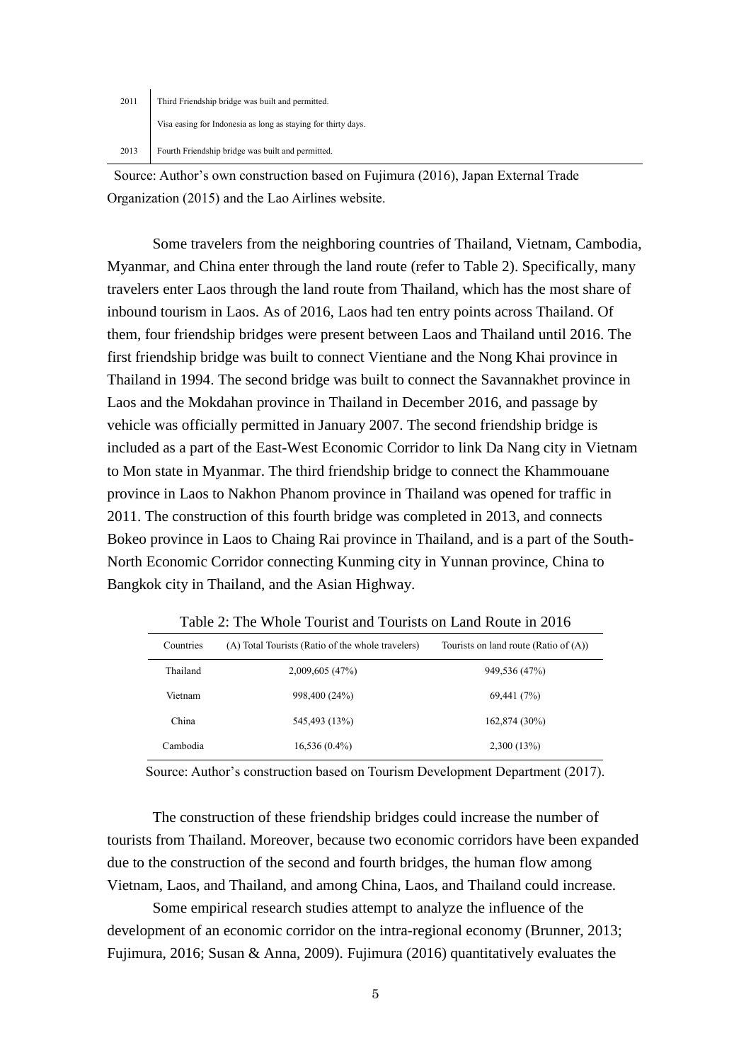| | |
|---|---|
| 2011 | Third Friendship bridge was built and permitted. |
| | Visa easing for Indonesia as long as staying for thirty days. |
| 2013 | Fourth Friendship bridge was built and permitted. |

Source: Author's own construction based on Fujimura (2016), Japan External Trade Organization (2015) and the Lao Airlines website.

Some travelers from the neighboring countries of Thailand, Vietnam, Cambodia, Myanmar, and China enter through the land route (refer to Table 2). Specifically, many travelers enter Laos through the land route from Thailand, which has the most share of inbound tourism in Laos. As of 2016, Laos had ten entry points across Thailand. Of them, four friendship bridges were present between Laos and Thailand until 2016. The first friendship bridge was built to connect Vientiane and the Nong Khai province in Thailand in 1994. The second bridge was built to connect the Savannakhet province in Laos and the Mokdahan province in Thailand in December 2016, and passage by vehicle was officially permitted in January 2007. The second friendship bridge is included as a part of the East-West Economic Corridor to link Da Nang city in Vietnam to Mon state in Myanmar. The third friendship bridge to connect the Khammouane province in Laos to Nakhon Phanom province in Thailand was opened for traffic in 2011. The construction of this fourth bridge was completed in 2013, and connects Bokeo province in Laos to Chaing Rai province in Thailand, and is a part of the South-North Economic Corridor connecting Kunming city in Yunnan province, China to Bangkok city in Thailand, and the Asian Highway.

Table 2: The Whole Tourist and Tourists on Land Route in 2016

| Countries | (A) Total Tourists (Ratio of the whole travelers) | Tourists on land route (Ratio of (A)) |
|---|---|---|
| Thailand | 2,009,605 (47%) | 949,536 (47%) |
| Vietnam | 998,400 (24%) | 69,441 (7%) |
| China | 545,493 (13%) | 162,874 (30%) |
| Cambodia | 16,536 (0.4%) | 2,300 (13%) |

Source: Author's construction based on Tourism Development Department (2017).

The construction of these friendship bridges could increase the number of tourists from Thailand. Moreover, because two economic corridors have been expanded due to the construction of the second and fourth bridges, the human flow among Vietnam, Laos, and Thailand, and among China, Laos, and Thailand could increase.

Some empirical research studies attempt to analyze the influence of the development of an economic corridor on the intra-regional economy (Brunner, 2013; Fujimura, 2016; Susan & Anna, 2009). Fujimura (2016) quantitatively evaluates the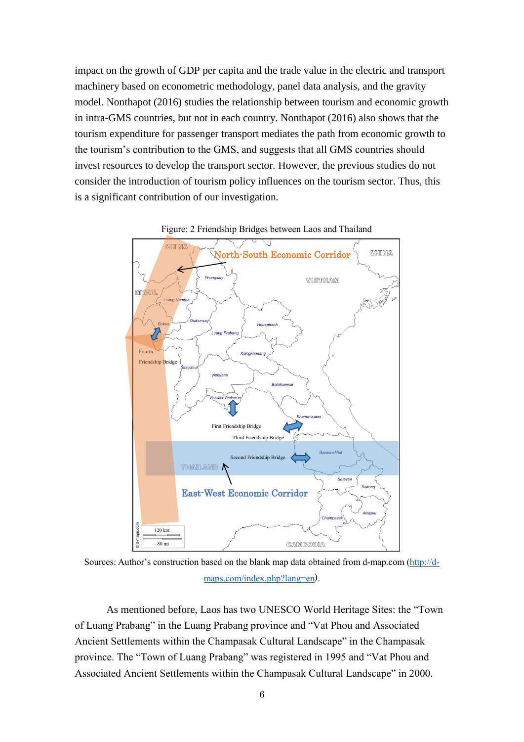impact on the growth of GDP per capita and the trade value in the electric and transport machinery based on econometric methodology, panel data analysis, and the gravity model. Nonthapot (2016) studies the relationship between tourism and economic growth in intra-GMS countries, but not in each country. Nonthapot (2016) also shows that the tourism expenditure for passenger transport mediates the path from economic growth to the tourism's contribution to the GMS, and suggests that all GMS countries should invest resources to develop the transport sector. However, the previous studies do not consider the introduction of tourism policy influences on the tourism sector. Thus, this is a significant contribution of our investigation.

Figure: 2 Friendship Bridges between Laos and Thailand

Sources: Author's construction based on the blank map data obtained from d-map.com (http://d-maps.com/index.php?lang=en).

As mentioned before, Laos has two UNESCO World Heritage Sites: the "Town of Luang Prabang" in the Luang Prabang province and "Vat Phou and Associated Ancient Settlements within the Champasak Cultural Landscape" in the Champasak province. The "Town of Luang Prabang" was registered in 1995 and "Vat Phou and Associated Ancient Settlements within the Champasak Cultural Landscape" in 2000.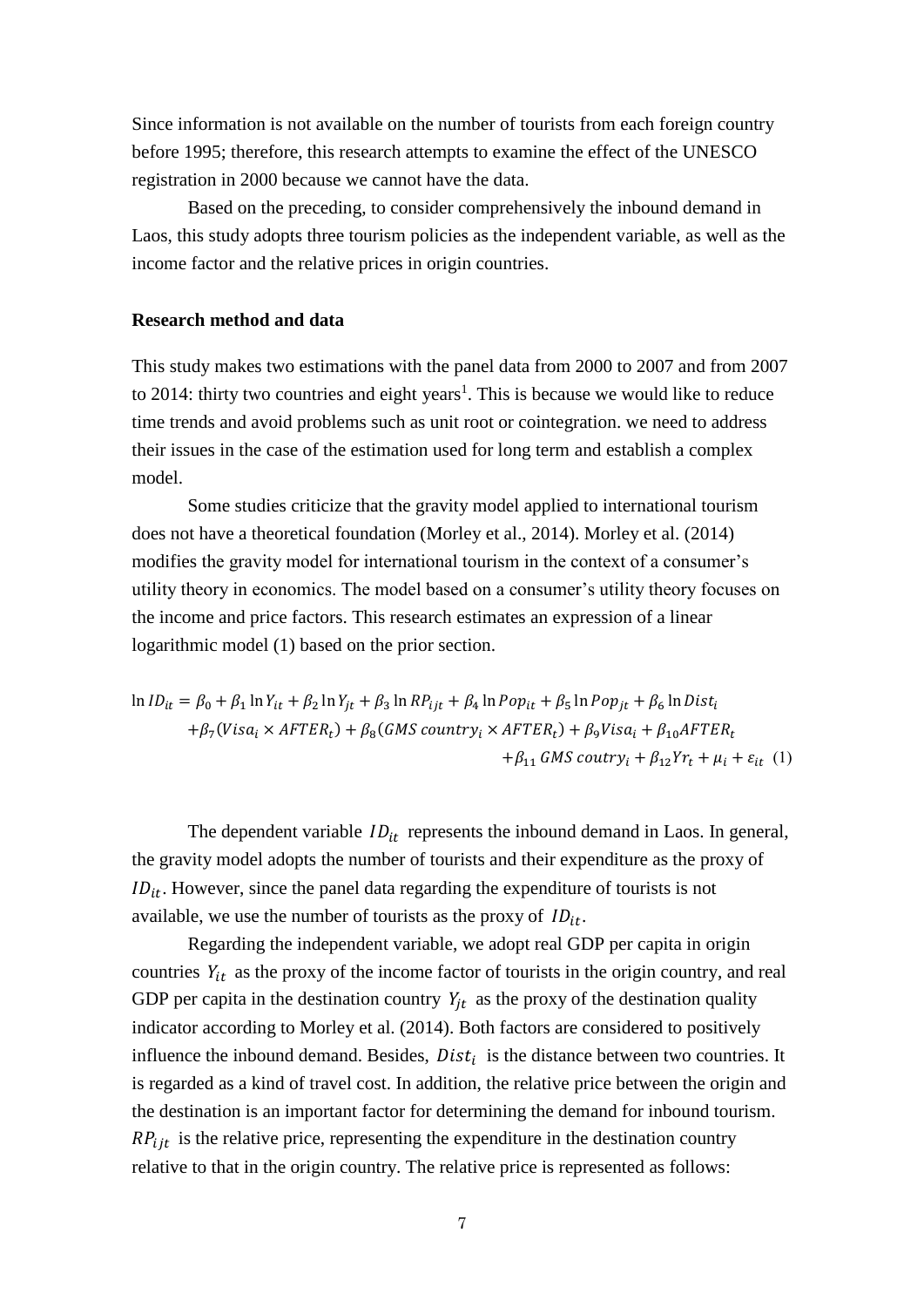Since information is not available on the number of tourists from each foreign country before 1995; therefore, this research attempts to examine the effect of the UNESCO registration in 2000 because we cannot have the data.

Based on the preceding, to consider comprehensively the inbound demand in Laos, this study adopts three tourism policies as the independent variable, as well as the income factor and the relative prices in origin countries.

**Research method and data**

This study makes two estimations with the panel data from 2000 to 2007 and from 2007 to 2014: thirty two countries and eight years[1]. This is because we would like to reduce time trends and avoid problems such as unit root or cointegration. we need to address their issues in the case of the estimation used for long term and establish a complex model.

Some studies criticize that the gravity model applied to international tourism does not have a theoretical foundation (Morley et al., 2014). Morley et al. (2014) modifies the gravity model for international tourism in the context of a consumer's utility theory in economics. The model based on a consumer's utility theory focuses on the income and price factors. This research estimates an expression of a linear logarithmic model (1) based on the prior section.

$$\ln ID_{it} = \beta_0 + \beta_1 \ln Y_{it} + \beta_2 \ln Y_{jt} + \beta_3 \ln RP_{ijt} + \beta_4 \ln Pop_{it} + \beta_5 \ln Pop_{jt} + \beta_6 \ln Dist_i + \beta_7 (Visa_i \times AFTER_t) + \beta_8 (GMS\ country_i \times AFTER_t) + \beta_9 Visa_i + \beta_{10} AFTER_t + \beta_{11}\ GMS\ coutry_i + \beta_{12} Yr_t + \mu_i + \varepsilon_{it} \quad (1)$$

The dependent variable $ID_{it}$ represents the inbound demand in Laos. In general, the gravity model adopts the number of tourists and their expenditure as the proxy of $ID_{it}$. However, since the panel data regarding the expenditure of tourists is not available, we use the number of tourists as the proxy of $ID_{it}$.

Regarding the independent variable, we adopt real GDP per capita in origin countries $Y_{it}$ as the proxy of the income factor of tourists in the origin country, and real GDP per capita in the destination country $Y_{jt}$ as the proxy of the destination quality indicator according to Morley et al. (2014). Both factors are considered to positively influence the inbound demand. Besides, $Dist_i$ is the distance between two countries. It is regarded as a kind of travel cost. In addition, the relative price between the origin and the destination is an important factor for determining the demand for inbound tourism. $RP_{ijt}$ is the relative price, representing the expenditure in the destination country relative to that in the origin country. The relative price is represented as follows: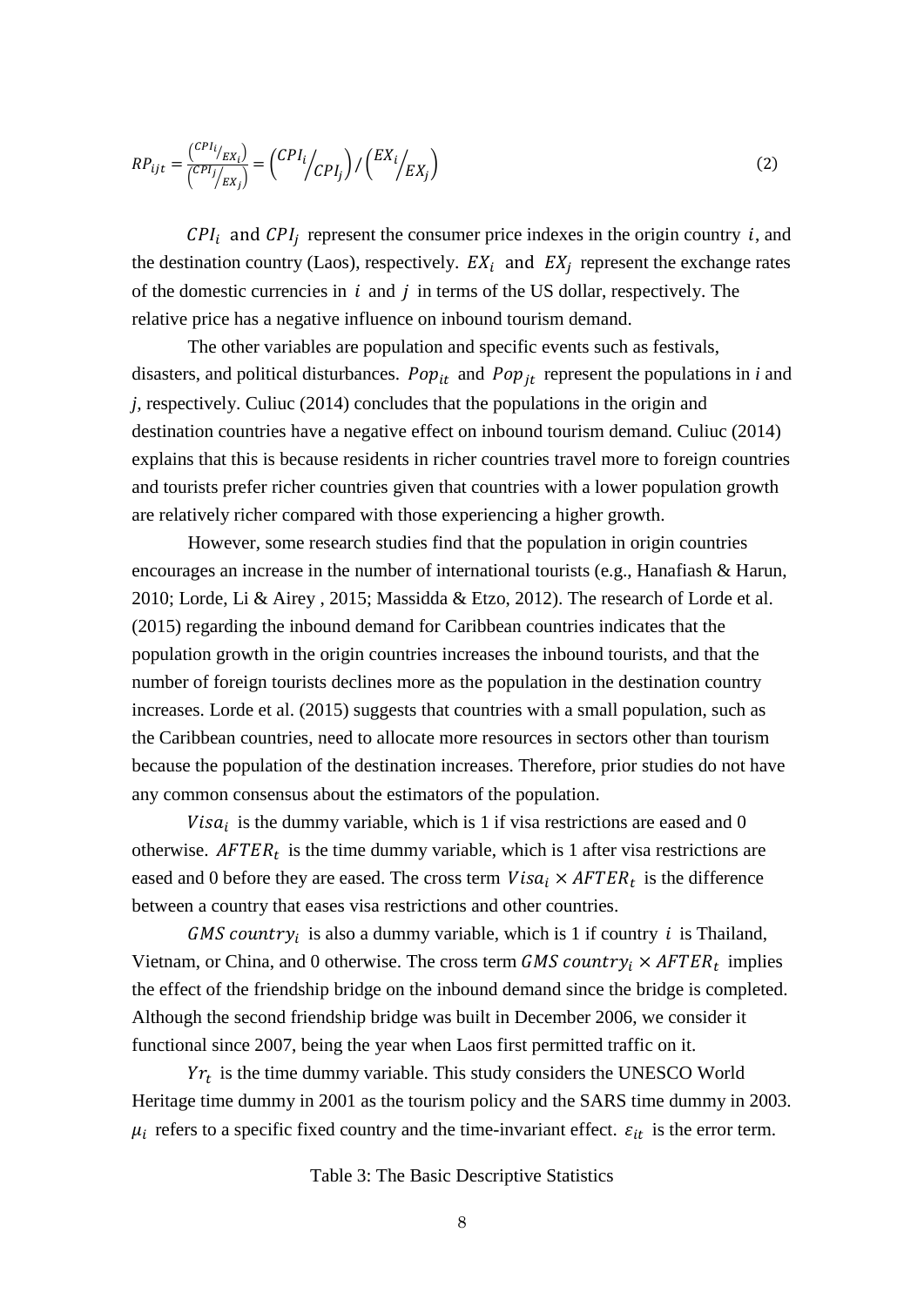$$RP_{ijt} = \frac{\left(CPI_i/_{EX_i}\right)}{\left(CPI_j/_{EX_j}\right)} = \left(CPI_i/_{CPI_j}\right) / \left(EX_i/_{EX_j}\right) \tag{2}$$

$CPI_i$ and $CPI_j$ represent the consumer price indexes in the origin country $i$, and the destination country (Laos), respectively. $EX_i$ and $EX_j$ represent the exchange rates of the domestic currencies in $i$ and $j$ in terms of the US dollar, respectively. The relative price has a negative influence on inbound tourism demand.

The other variables are population and specific events such as festivals, disasters, and political disturbances. $Pop_{it}$ and $Pop_{jt}$ represent the populations in *i* and *j*, respectively. Culiuc (2014) concludes that the populations in the origin and destination countries have a negative effect on inbound tourism demand. Culiuc (2014) explains that this is because residents in richer countries travel more to foreign countries and tourists prefer richer countries given that countries with a lower population growth are relatively richer compared with those experiencing a higher growth.

However, some research studies find that the population in origin countries encourages an increase in the number of international tourists (e.g., Hanafiash & Harun, 2010; Lorde, Li & Airey , 2015; Massidda & Etzo, 2012). The research of Lorde et al. (2015) regarding the inbound demand for Caribbean countries indicates that the population growth in the origin countries increases the inbound tourists, and that the number of foreign tourists declines more as the population in the destination country increases. Lorde et al. (2015) suggests that countries with a small population, such as the Caribbean countries, need to allocate more resources in sectors other than tourism because the population of the destination increases. Therefore, prior studies do not have any common consensus about the estimators of the population.

$Visa_i$ is the dummy variable, which is 1 if visa restrictions are eased and 0 otherwise. $AFTER_t$ is the time dummy variable, which is 1 after visa restrictions are eased and 0 before they are eased. The cross term $Visa_i \times AFTER_t$ is the difference between a country that eases visa restrictions and other countries.

$GMS\ country_i$ is also a dummy variable, which is 1 if country $i$ is Thailand, Vietnam, or China, and 0 otherwise. The cross term $GMS\ country_i \times AFTER_t$ implies the effect of the friendship bridge on the inbound demand since the bridge is completed. Although the second friendship bridge was built in December 2006, we consider it functional since 2007, being the year when Laos first permitted traffic on it.

$Yr_t$ is the time dummy variable. This study considers the UNESCO World Heritage time dummy in 2001 as the tourism policy and the SARS time dummy in 2003. $\mu_i$ refers to a specific fixed country and the time-invariant effect. $\varepsilon_{it}$ is the error term.

Table 3: The Basic Descriptive Statistics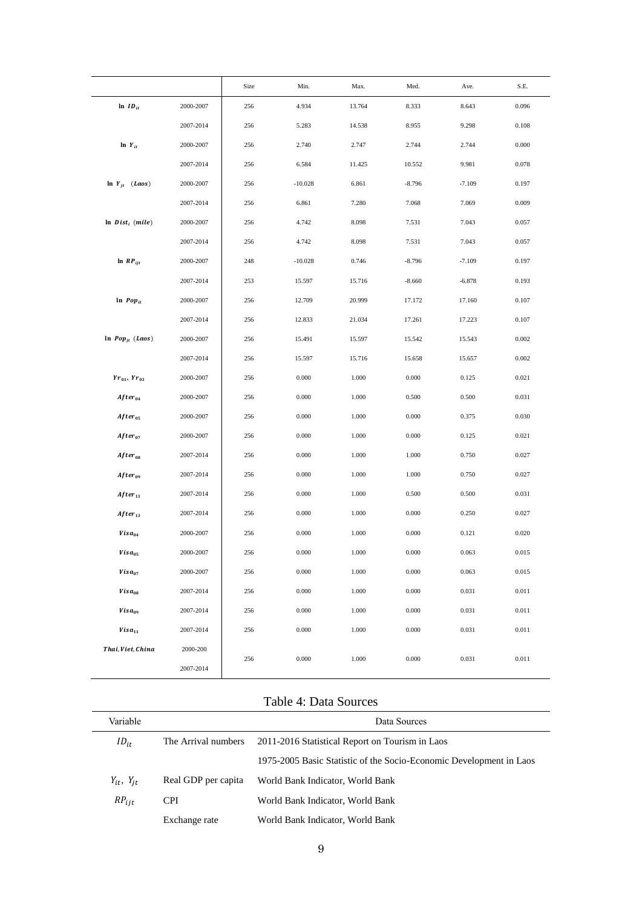| | | Size | Min. | Max. | Med. | Ave. | S.E. |
|---|---|---|---|---|---|---|---|
| $\ln\ ID_{it}$ | 2000-2007 | 256 | 4.934 | 13.764 | 8.333 | 8.643 | 0.096 |
| | 2007-2014 | 256 | 5.283 | 14.538 | 8.955 | 9.298 | 0.108 |
| $\ln\ Y_{it}$ | 2000-2007 | 256 | 2.740 | 2.747 | 2.744 | 2.744 | 0.000 |
| | 2007-2014 | 256 | 6.584 | 11.425 | 10.552 | 9.981 | 0.078 |
| $\ln\ Y_{jt}$ $(Laos)$ | 2000-2007 | 256 | -10.028 | 6.861 | -8.796 | -7.109 | 0.197 |
| | 2007-2014 | 256 | 6.861 | 7.280 | 7.068 | 7.069 | 0.009 |
| $\ln\ Dist_i$ $(mile)$ | 2000-2007 | 256 | 4.742 | 8.098 | 7.531 | 7.043 | 0.057 |
| | 2007-2014 | 256 | 4.742 | 8.098 | 7.531 | 7.043 | 0.057 |
| $\ln\ RP_{ijt}$ | 2000-2007 | 248 | -10.028 | 0.746 | -8.796 | -7.109 | 0.197 |
| | 2007-2014 | 253 | 15.597 | 15.716 | -8.660 | -6.878 | 0.193 |
| $\ln\ Pop_{it}$ | 2000-2007 | 256 | 12.709 | 20.999 | 17.172 | 17.160 | 0.107 |
| | 2007-2014 | 256 | 12.833 | 21.034 | 17.261 | 17.223 | 0.107 |
| $\ln\ Pop_{jt}$ $(Laos)$ | 2000-2007 | 256 | 15.491 | 15.597 | 15.542 | 15.543 | 0.002 |
| | 2007-2014 | 256 | 15.597 | 15.716 | 15.658 | 15.657 | 0.002 |
| $Yr_{01}$, $Yr_{03}$ | 2000-2007 | 256 | 0.000 | 1.000 | 0.000 | 0.125 | 0.021 |
| $After_{04}$ | 2000-2007 | 256 | 0.000 | 1.000 | 0.500 | 0.500 | 0.031 |
| $After_{05}$ | 2000-2007 | 256 | 0.000 | 1.000 | 0.000 | 0.375 | 0.030 |
| $After_{07}$ | 2000-2007 | 256 | 0.000 | 1.000 | 0.000 | 0.125 | 0.021 |
| $After_{08}$ | 2007-2014 | 256 | 0.000 | 1.000 | 1.000 | 0.750 | 0.027 |
| $After_{09}$ | 2007-2014 | 256 | 0.000 | 1.000 | 1.000 | 0.750 | 0.027 |
| $After_{11}$ | 2007-2014 | 256 | 0.000 | 1.000 | 0.500 | 0.500 | 0.031 |
| $After_{13}$ | 2007-2014 | 256 | 0.000 | 1.000 | 0.000 | 0.250 | 0.027 |
| $Visa_{04}$ | 2000-2007 | 256 | 0.000 | 1.000 | 0.000 | 0.121 | 0.020 |
| $Visa_{05}$ | 2000-2007 | 256 | 0.000 | 1.000 | 0.000 | 0.063 | 0.015 |
| $Visa_{07}$ | 2000-2007 | 256 | 0.000 | 1.000 | 0.000 | 0.063 | 0.015 |
| $Visa_{08}$ | 2007-2014 | 256 | 0.000 | 1.000 | 0.000 | 0.031 | 0.011 |
| $Visa_{09}$ | 2007-2014 | 256 | 0.000 | 1.000 | 0.000 | 0.031 | 0.011 |
| $Visa_{11}$ | 2007-2014 | 256 | 0.000 | 1.000 | 0.000 | 0.031 | 0.011 |
| $Thai, Viet, China$ | 2000-200<br>2007-2014 | 256 | 0.000 | 1.000 | 0.000 | 0.031 | 0.011 |

Table 4: Data Sources

| Variable | | Data Sources |
|---|---|---|
| $ID_{it}$ | The Arrival numbers | 2011-2016 Statistical Report on Tourism in Laos |
| | | 1975-2005 Basic Statistic of the Socio-Economic Development in Laos |
| $Y_{it}$, $Y_{jt}$ | Real GDP per capita | World Bank Indicator, World Bank |
| $RP_{ijt}$ | CPI | World Bank Indicator, World Bank |
| | Exchange rate | World Bank Indicator, World Bank |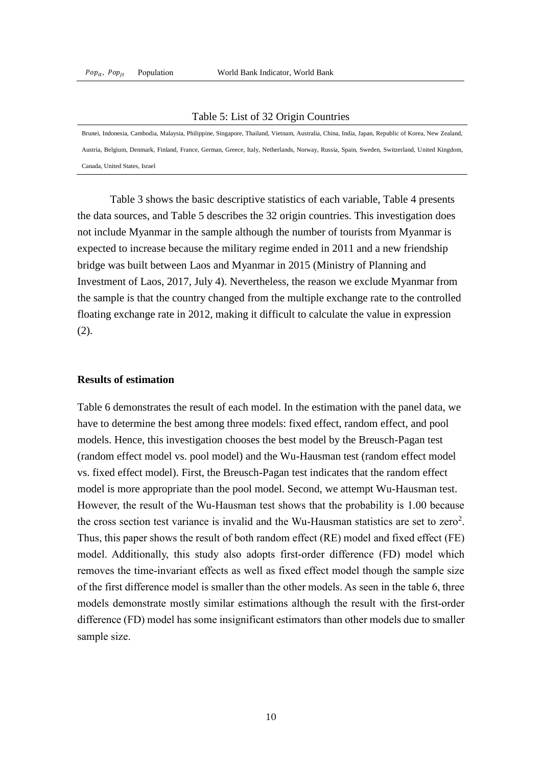| $Pop_{it}$, $Pop_{jt}$ | Population | World Bank Indicator, World Bank |
|---|---|---|

Table 5: List of 32 Origin Countries

| |
|---|
| Brunei, Indonesia, Cambodia, Malaysia, Philippine, Singapore, Thailand, Vietnam, Australia, China, India, Japan, Republic of Korea, New Zealand, Austria, Belgium, Denmark, Finland, France, German, Greece, Italy, Netherlands, Norway, Russia, Spain, Sweden, Switzerland, United Kingdom, Canada, United States, Israel |

Table 3 shows the basic descriptive statistics of each variable, Table 4 presents the data sources, and Table 5 describes the 32 origin countries. This investigation does not include Myanmar in the sample although the number of tourists from Myanmar is expected to increase because the military regime ended in 2011 and a new friendship bridge was built between Laos and Myanmar in 2015 (Ministry of Planning and Investment of Laos, 2017, July 4). Nevertheless, the reason we exclude Myanmar from the sample is that the country changed from the multiple exchange rate to the controlled floating exchange rate in 2012, making it difficult to calculate the value in expression (2).

### Results of estimation

Table 6 demonstrates the result of each model. In the estimation with the panel data, we have to determine the best among three models: fixed effect, random effect, and pool models. Hence, this investigation chooses the best model by the Breusch-Pagan test (random effect model vs. pool model) and the Wu-Hausman test (random effect model vs. fixed effect model). First, the Breusch-Pagan test indicates that the random effect model is more appropriate than the pool model. Second, we attempt Wu-Hausman test. However, the result of the Wu-Hausman test shows that the probability is 1.00 because the cross section test variance is invalid and the Wu-Hausman statistics are set to zero[2]. Thus, this paper shows the result of both random effect (RE) model and fixed effect (FE) model. Additionally, this study also adopts first-order difference (FD) model which removes the time-invariant effects as well as fixed effect model though the sample size of the first difference model is smaller than the other models. As seen in the table 6, three models demonstrate mostly similar estimations although the result with the first-order difference (FD) model has some insignificant estimators than other models due to smaller sample size.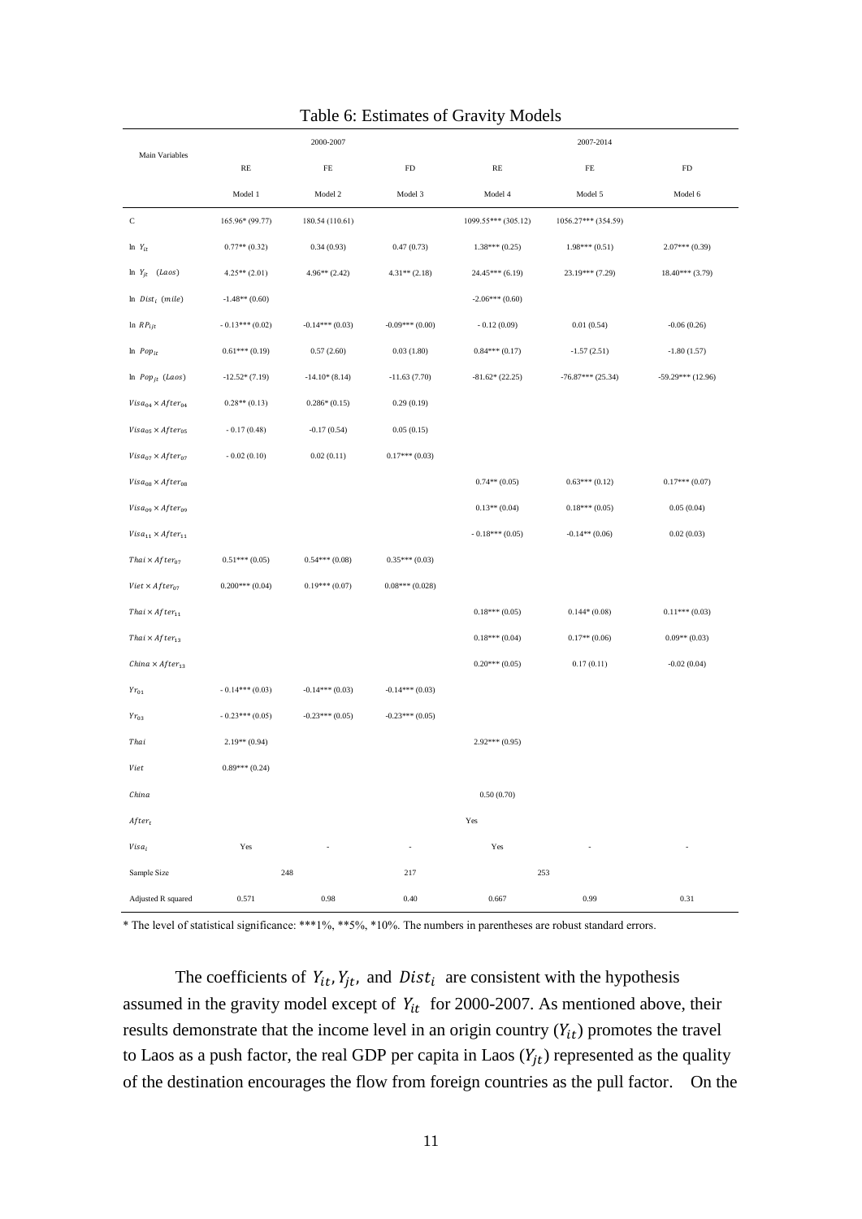Table 6: Estimates of Gravity Models

| Main Variables | 2000-2007 | | | 2007-2014 | | |
|---|---|---|---|---|---|---|
| | RE | FE | FD | RE | FE | FD |
| | Model 1 | Model 2 | Model 3 | Model 4 | Model 5 | Model 6 |
| C | 165.96* (99.77) | 180.54 (110.61) | | 1099.55*** (305.12) | 1056.27*** (354.59) | |
| $\ln\ Y_{it}$ | 0.77** (0.32) | 0.34 (0.93) | 0.47 (0.73) | 1.38*** (0.25) | 1.98*** (0.51) | 2.07*** (0.39) |
| $\ln\ Y_{jt}$ $(Laos)$ | 4.25** (2.01) | 4.96** (2.42) | 4.31** (2.18) | 24.45*** (6.19) | 23.19*** (7.29) | 18.40*** (3.79) |
| $\ln\ Dist_i$ $(mile)$ | -1.48** (0.60) | | | -2.06*** (0.60) | | |
| $\ln\ RP_{ijt}$ | - 0.13*** (0.02) | -0.14*** (0.03) | -0.09*** (0.00) | - 0.12 (0.09) | 0.01 (0.54) | -0.06 (0.26) |
| $\ln\ Pop_{it}$ | 0.61*** (0.19) | 0.57 (2.60) | 0.03 (1.80) | 0.84*** (0.17) | -1.57 (2.51) | -1.80 (1.57) |
| $\ln\ Pop_{jt}$ $(Laos)$ | -12.52* (7.19) | -14.10* (8.14) | -11.63 (7.70) | -81.62* (22.25) | -76.87*** (25.34) | -59.29*** (12.96) |
| $Visa_{04} \times After_{04}$ | 0.28** (0.13) | 0.286* (0.15) | 0.29 (0.19) | | | |
| $Visa_{05} \times After_{05}$ | - 0.17 (0.48) | -0.17 (0.54) | 0.05 (0.15) | | | |
| $Visa_{07} \times After_{07}$ | - 0.02 (0.10) | 0.02 (0.11) | 0.17*** (0.03) | | | |
| $Visa_{08} \times After_{08}$ | | | | 0.74** (0.05) | 0.63*** (0.12) | 0.17*** (0.07) |
| $Visa_{09} \times After_{09}$ | | | | 0.13** (0.04) | 0.18*** (0.05) | 0.05 (0.04) |
| $Visa_{11} \times After_{11}$ | | | | - 0.18*** (0.05) | -0.14** (0.06) | 0.02 (0.03) |
| $Thai \times After_{07}$ | 0.51*** (0.05) | 0.54*** (0.08) | 0.35*** (0.03) | | | |
| $Viet \times After_{07}$ | 0.200*** (0.04) | 0.19*** (0.07) | 0.08*** (0.028) | | | |
| $Thai \times After_{11}$ | | | | 0.18*** (0.05) | 0.144* (0.08) | 0.11*** (0.03) |
| $Thai \times After_{13}$ | | | | 0.18*** (0.04) | 0.17** (0.06) | 0.09** (0.03) |
| $China \times After_{13}$ | | | | 0.20*** (0.05) | 0.17 (0.11) | -0.02 (0.04) |
| $Yr_{01}$ | - 0.14*** (0.03) | -0.14*** (0.03) | -0.14*** (0.03) | | | |
| $Yr_{03}$ | - 0.23*** (0.05) | -0.23*** (0.05) | -0.23*** (0.05) | | | |
| $Thai$ | 2.19** (0.94) | | | 2.92*** (0.95) | | |
| $Viet$ | 0.89*** (0.24) | | | | | |
| $China$ | | | | 0.50 (0.70) | | |
| $After_t$ | | | | Yes | | |
| $Visa_i$ | Yes | - | - | Yes | - | - |
| Sample Size | 248 | | 217 | 253 | | |
| Adjusted R squared | 0.571 | 0.98 | 0.40 | 0.667 | 0.99 | 0.31 |

\* The level of statistical significance: ***1%, **5%, *10%. The numbers in parentheses are robust standard errors.

The coefficients of $Y_{it}, Y_{jt}$, and $Dist_i$ are consistent with the hypothesis assumed in the gravity model except of $Y_{it}$ for 2000-2007. As mentioned above, their results demonstrate that the income level in an origin country ($Y_{it}$) promotes the travel to Laos as a push factor, the real GDP per capita in Laos ($Y_{jt}$) represented as the quality of the destination encourages the flow from foreign countries as the pull factor. On the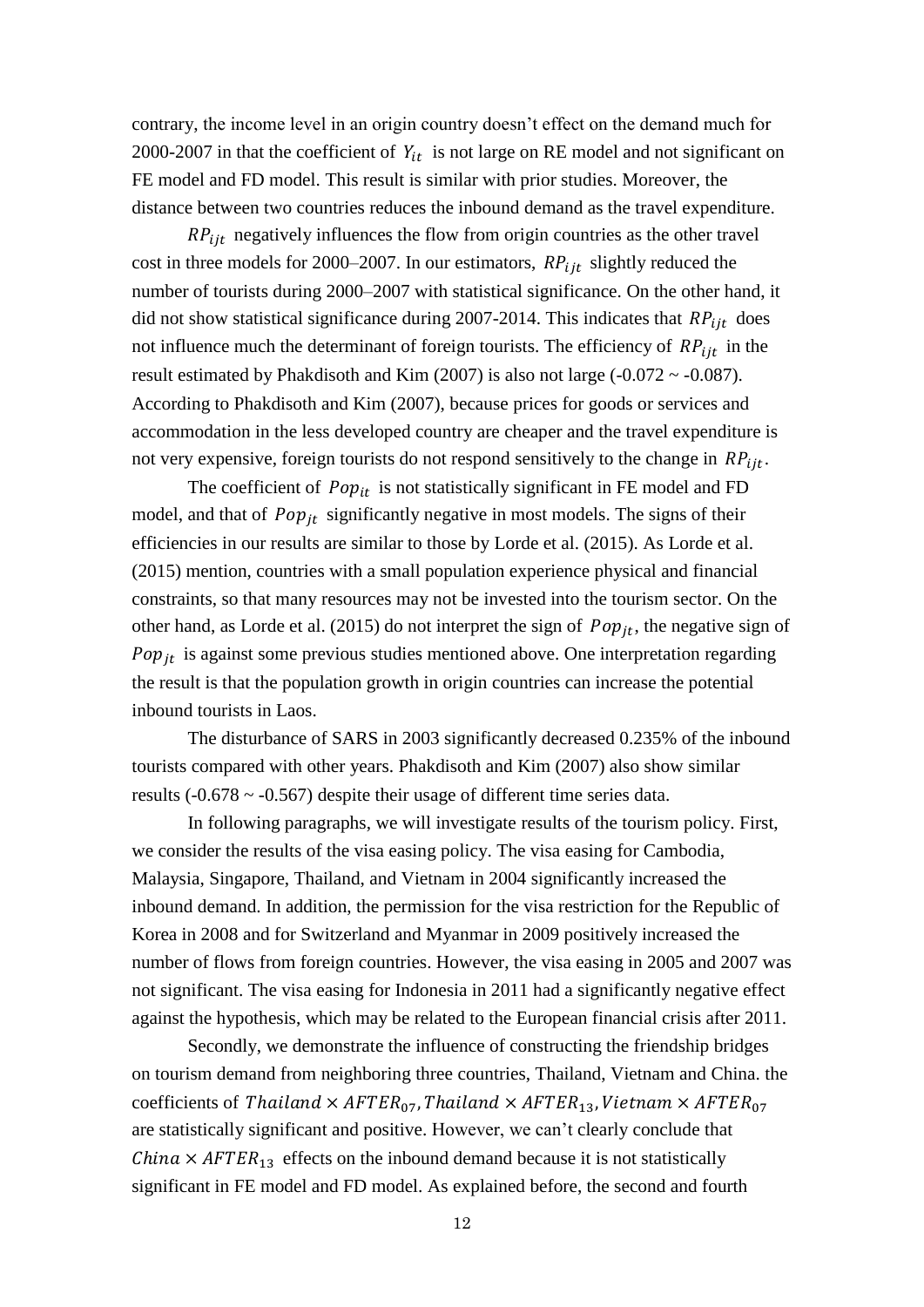contrary, the income level in an origin country doesn't effect on the demand much for 2000-2007 in that the coefficient of $Y_{it}$ is not large on RE model and not significant on FE model and FD model. This result is similar with prior studies. Moreover, the distance between two countries reduces the inbound demand as the travel expenditure.

$RP_{ijt}$ negatively influences the flow from origin countries as the other travel cost in three models for 2000–2007. In our estimators, $RP_{ijt}$ slightly reduced the number of tourists during 2000–2007 with statistical significance. On the other hand, it did not show statistical significance during 2007-2014. This indicates that $RP_{ijt}$ does not influence much the determinant of foreign tourists. The efficiency of $RP_{ijt}$ in the result estimated by Phakdisoth and Kim (2007) is also not large (-0.072 ~ -0.087). According to Phakdisoth and Kim (2007), because prices for goods or services and accommodation in the less developed country are cheaper and the travel expenditure is not very expensive, foreign tourists do not respond sensitively to the change in $RP_{ijt}$.

The coefficient of $Pop_{it}$ is not statistically significant in FE model and FD model, and that of $Pop_{jt}$ significantly negative in most models. The signs of their efficiencies in our results are similar to those by Lorde et al. (2015). As Lorde et al. (2015) mention, countries with a small population experience physical and financial constraints, so that many resources may not be invested into the tourism sector. On the other hand, as Lorde et al. (2015) do not interpret the sign of $Pop_{jt}$, the negative sign of $Pop_{jt}$ is against some previous studies mentioned above. One interpretation regarding the result is that the population growth in origin countries can increase the potential inbound tourists in Laos.

The disturbance of SARS in 2003 significantly decreased 0.235% of the inbound tourists compared with other years. Phakdisoth and Kim (2007) also show similar results (-0.678 ~ -0.567) despite their usage of different time series data.

In following paragraphs, we will investigate results of the tourism policy. First, we consider the results of the visa easing policy. The visa easing for Cambodia, Malaysia, Singapore, Thailand, and Vietnam in 2004 significantly increased the inbound demand. In addition, the permission for the visa restriction for the Republic of Korea in 2008 and for Switzerland and Myanmar in 2009 positively increased the number of flows from foreign countries. However, the visa easing in 2005 and 2007 was not significant. The visa easing for Indonesia in 2011 had a significantly negative effect against the hypothesis, which may be related to the European financial crisis after 2011.

Secondly, we demonstrate the influence of constructing the friendship bridges on tourism demand from neighboring three countries, Thailand, Vietnam and China. the coefficients of $Thailand \times AFTER_{07}, Thailand \times AFTER_{13}, Vietnam \times AFTER_{07}$ are statistically significant and positive. However, we can't clearly conclude that $China \times AFTER_{13}$ effects on the inbound demand because it is not statistically significant in FE model and FD model. As explained before, the second and fourth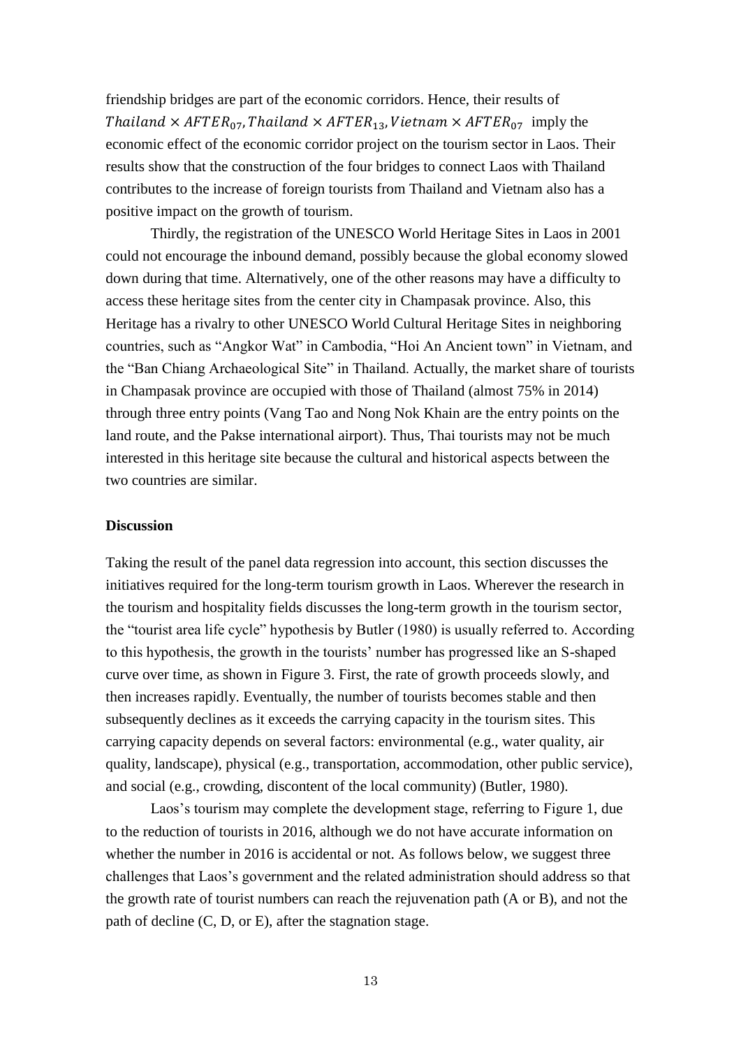friendship bridges are part of the economic corridors. Hence, their results of $Thailand \times AFTER_{07}, Thailand \times AFTER_{13}, Vietnam \times AFTER_{07}$ imply the economic effect of the economic corridor project on the tourism sector in Laos. Their results show that the construction of the four bridges to connect Laos with Thailand contributes to the increase of foreign tourists from Thailand and Vietnam also has a positive impact on the growth of tourism.

Thirdly, the registration of the UNESCO World Heritage Sites in Laos in 2001 could not encourage the inbound demand, possibly because the global economy slowed down during that time. Alternatively, one of the other reasons may have a difficulty to access these heritage sites from the center city in Champasak province. Also, this Heritage has a rivalry to other UNESCO World Cultural Heritage Sites in neighboring countries, such as "Angkor Wat" in Cambodia, "Hoi An Ancient town" in Vietnam, and the "Ban Chiang Archaeological Site" in Thailand. Actually, the market share of tourists in Champasak province are occupied with those of Thailand (almost 75% in 2014) through three entry points (Vang Tao and Nong Nok Khain are the entry points on the land route, and the Pakse international airport). Thus, Thai tourists may not be much interested in this heritage site because the cultural and historical aspects between the two countries are similar.

## Discussion

Taking the result of the panel data regression into account, this section discusses the initiatives required for the long-term tourism growth in Laos. Wherever the research in the tourism and hospitality fields discusses the long-term growth in the tourism sector, the "tourist area life cycle" hypothesis by Butler (1980) is usually referred to. According to this hypothesis, the growth in the tourists' number has progressed like an S-shaped curve over time, as shown in Figure 3. First, the rate of growth proceeds slowly, and then increases rapidly. Eventually, the number of tourists becomes stable and then subsequently declines as it exceeds the carrying capacity in the tourism sites. This carrying capacity depends on several factors: environmental (e.g., water quality, air quality, landscape), physical (e.g., transportation, accommodation, other public service), and social (e.g., crowding, discontent of the local community) (Butler, 1980).

Laos's tourism may complete the development stage, referring to Figure 1, due to the reduction of tourists in 2016, although we do not have accurate information on whether the number in 2016 is accidental or not. As follows below, we suggest three challenges that Laos's government and the related administration should address so that the growth rate of tourist numbers can reach the rejuvenation path (A or B), and not the path of decline (C, D, or E), after the stagnation stage.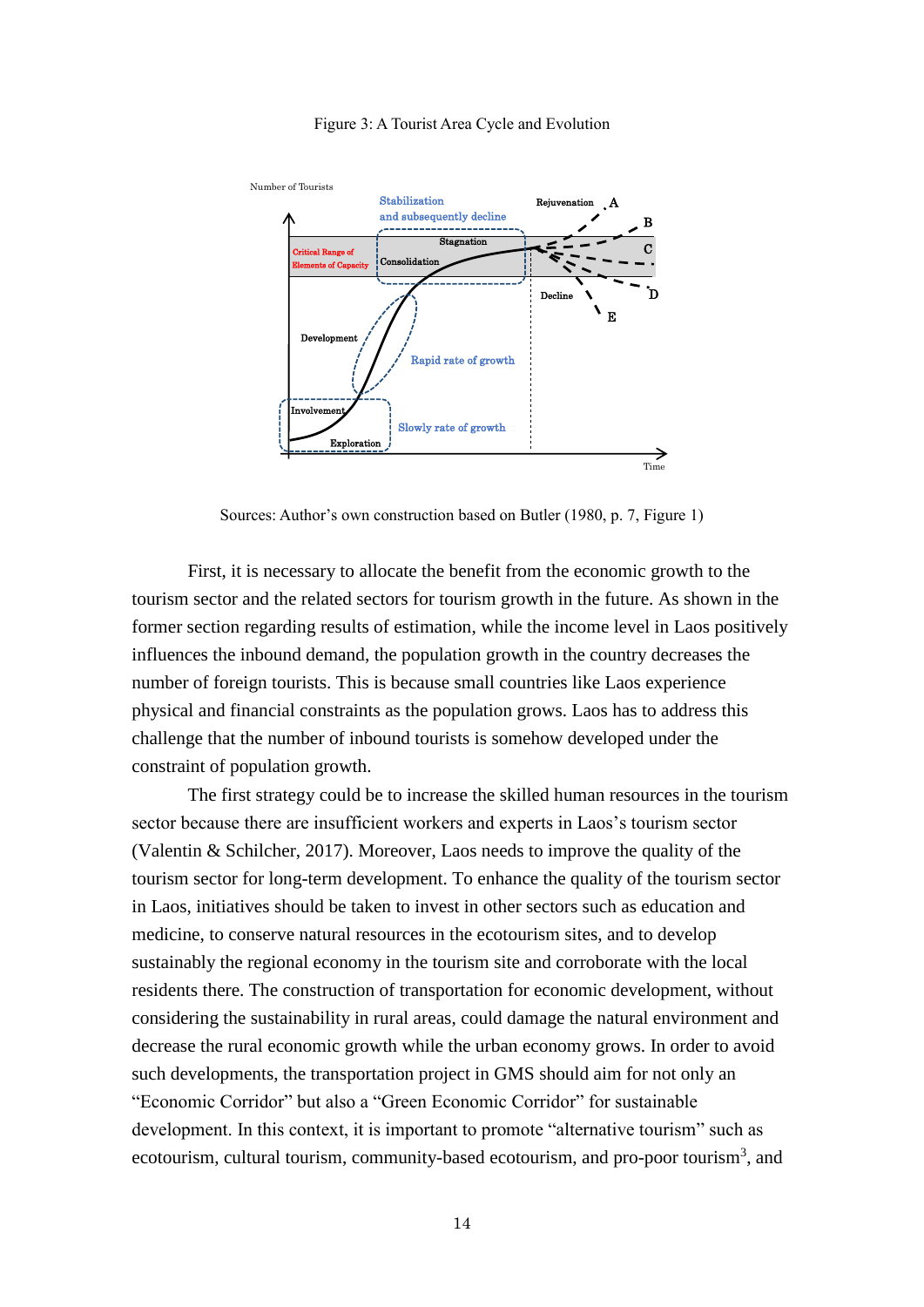Figure 3: A Tourist Area Cycle and Evolution

Sources: Author's own construction based on Butler (1980, p. 7, Figure 1)

First, it is necessary to allocate the benefit from the economic growth to the tourism sector and the related sectors for tourism growth in the future. As shown in the former section regarding results of estimation, while the income level in Laos positively influences the inbound demand, the population growth in the country decreases the number of foreign tourists. This is because small countries like Laos experience physical and financial constraints as the population grows. Laos has to address this challenge that the number of inbound tourists is somehow developed under the constraint of population growth.

The first strategy could be to increase the skilled human resources in the tourism sector because there are insufficient workers and experts in Laos's tourism sector (Valentin & Schilcher, 2017). Moreover, Laos needs to improve the quality of the tourism sector for long-term development. To enhance the quality of the tourism sector in Laos, initiatives should be taken to invest in other sectors such as education and medicine, to conserve natural resources in the ecotourism sites, and to develop sustainably the regional economy in the tourism site and corroborate with the local residents there. The construction of transportation for economic development, without considering the sustainability in rural areas, could damage the natural environment and decrease the rural economic growth while the urban economy grows. In order to avoid such developments, the transportation project in GMS should aim for not only an "Economic Corridor" but also a "Green Economic Corridor" for sustainable development. In this context, it is important to promote "alternative tourism" such as ecotourism, cultural tourism, community-based ecotourism, and pro-poor tourism[3], and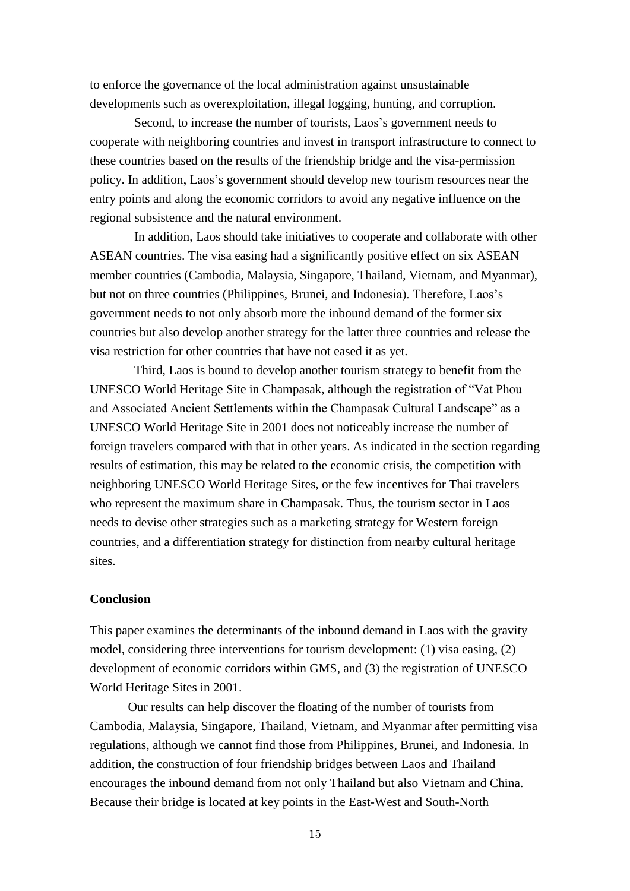to enforce the governance of the local administration against unsustainable developments such as overexploitation, illegal logging, hunting, and corruption.

Second, to increase the number of tourists, Laos's government needs to cooperate with neighboring countries and invest in transport infrastructure to connect to these countries based on the results of the friendship bridge and the visa-permission policy. In addition, Laos's government should develop new tourism resources near the entry points and along the economic corridors to avoid any negative influence on the regional subsistence and the natural environment.

In addition, Laos should take initiatives to cooperate and collaborate with other ASEAN countries. The visa easing had a significantly positive effect on six ASEAN member countries (Cambodia, Malaysia, Singapore, Thailand, Vietnam, and Myanmar), but not on three countries (Philippines, Brunei, and Indonesia). Therefore, Laos's government needs to not only absorb more the inbound demand of the former six countries but also develop another strategy for the latter three countries and release the visa restriction for other countries that have not eased it as yet.

Third, Laos is bound to develop another tourism strategy to benefit from the UNESCO World Heritage Site in Champasak, although the registration of "Vat Phou and Associated Ancient Settlements within the Champasak Cultural Landscape" as a UNESCO World Heritage Site in 2001 does not noticeably increase the number of foreign travelers compared with that in other years. As indicated in the section regarding results of estimation, this may be related to the economic crisis, the competition with neighboring UNESCO World Heritage Sites, or the few incentives for Thai travelers who represent the maximum share in Champasak. Thus, the tourism sector in Laos needs to devise other strategies such as a marketing strategy for Western foreign countries, and a differentiation strategy for distinction from nearby cultural heritage sites.

## Conclusion

This paper examines the determinants of the inbound demand in Laos with the gravity model, considering three interventions for tourism development: (1) visa easing, (2) development of economic corridors within GMS, and (3) the registration of UNESCO World Heritage Sites in 2001.

Our results can help discover the floating of the number of tourists from Cambodia, Malaysia, Singapore, Thailand, Vietnam, and Myanmar after permitting visa regulations, although we cannot find those from Philippines, Brunei, and Indonesia. In addition, the construction of four friendship bridges between Laos and Thailand encourages the inbound demand from not only Thailand but also Vietnam and China. Because their bridge is located at key points in the East-West and South-North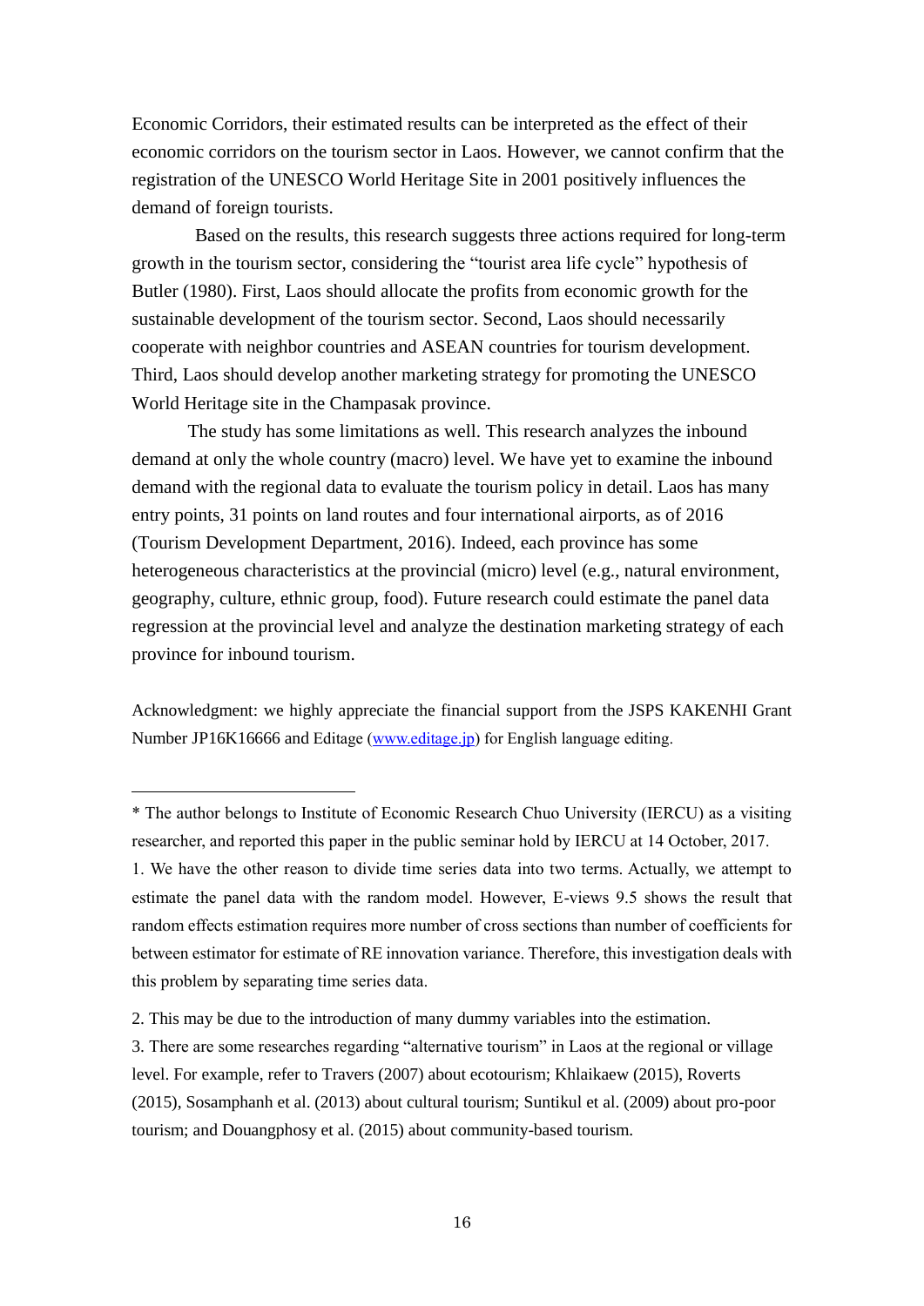Economic Corridors, their estimated results can be interpreted as the effect of their economic corridors on the tourism sector in Laos. However, we cannot confirm that the registration of the UNESCO World Heritage Site in 2001 positively influences the demand of foreign tourists.

Based on the results, this research suggests three actions required for long-term growth in the tourism sector, considering the "tourist area life cycle" hypothesis of Butler (1980). First, Laos should allocate the profits from economic growth for the sustainable development of the tourism sector. Second, Laos should necessarily cooperate with neighbor countries and ASEAN countries for tourism development. Third, Laos should develop another marketing strategy for promoting the UNESCO World Heritage site in the Champasak province.

The study has some limitations as well. This research analyzes the inbound demand at only the whole country (macro) level. We have yet to examine the inbound demand with the regional data to evaluate the tourism policy in detail. Laos has many entry points, 31 points on land routes and four international airports, as of 2016 (Tourism Development Department, 2016). Indeed, each province has some heterogeneous characteristics at the provincial (micro) level (e.g., natural environment, geography, culture, ethnic group, food). Future research could estimate the panel data regression at the provincial level and analyze the destination marketing strategy of each province for inbound tourism.

Acknowledgment: we highly appreciate the financial support from the JSPS KAKENHI Grant Number JP16K16666 and Editage ([www.editage.jp](http://www.editage.jp)) for English language editing.

---

* The author belongs to Institute of Economic Research Chuo University (IERCU) as a visiting researcher, and reported this paper in the public seminar hold by IERCU at 14 October, 2017.

1. We have the other reason to divide time series data into two terms. Actually, we attempt to estimate the panel data with the random model. However, E-views 9.5 shows the result that random effects estimation requires more number of cross sections than number of coefficients for between estimator for estimate of RE innovation variance. Therefore, this investigation deals with this problem by separating time series data.

2. This may be due to the introduction of many dummy variables into the estimation.

3. There are some researches regarding "alternative tourism" in Laos at the regional or village level. For example, refer to Travers (2007) about ecotourism; Khlaikaew (2015), Roverts (2015), Sosamphanh et al. (2013) about cultural tourism; Suntikul et al. (2009) about pro-poor tourism; and Douangphosy et al. (2015) about community-based tourism.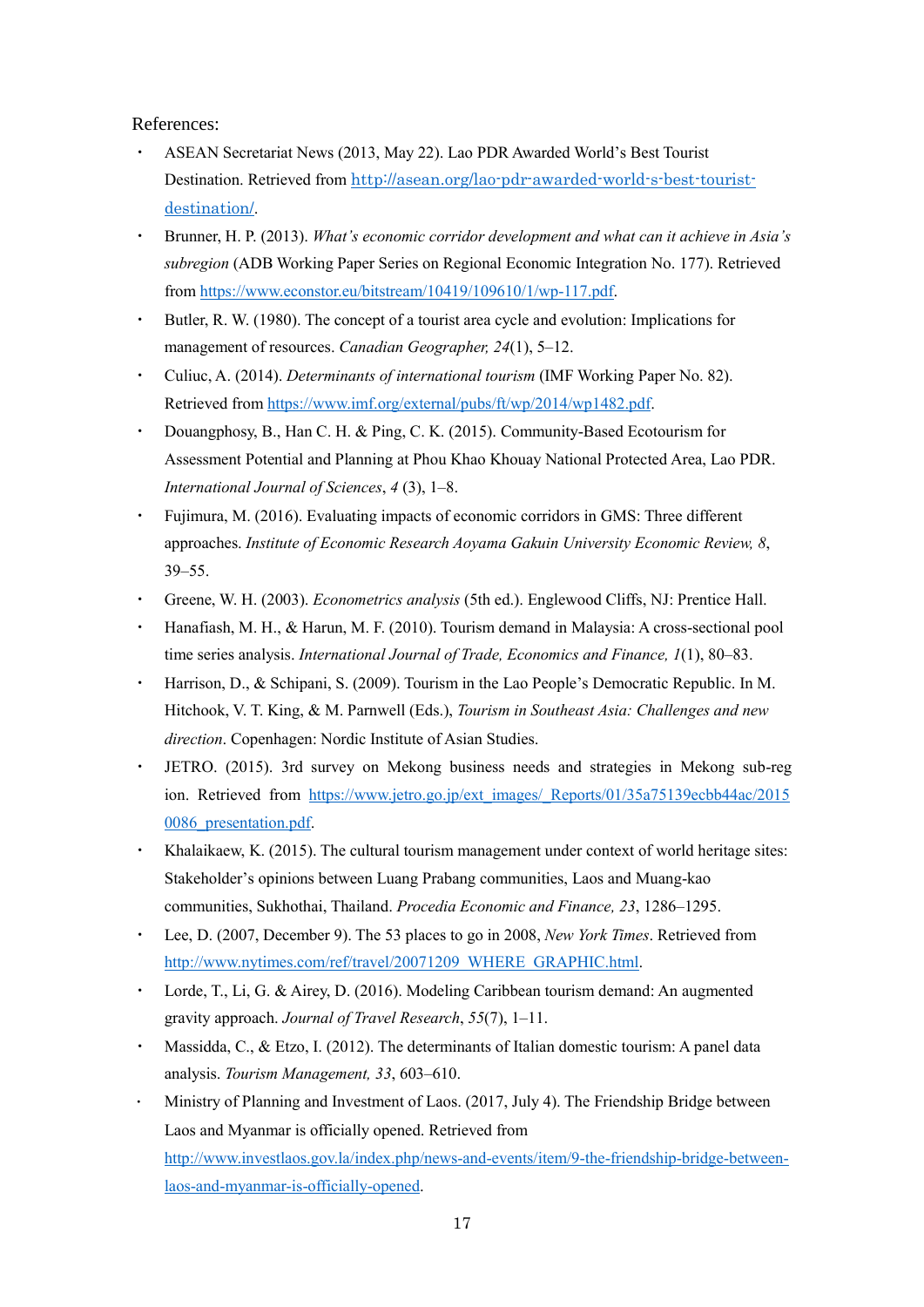References:

- ASEAN Secretariat News (2013, May 22). Lao PDR Awarded World's Best Tourist Destination. Retrieved from http://asean.org/lao-pdr-awarded-world-s-best-tourist-destination/.
- Brunner, H. P. (2013). *What's economic corridor development and what can it achieve in Asia's subregion* (ADB Working Paper Series on Regional Economic Integration No. 177). Retrieved from https://www.econstor.eu/bitstream/10419/109610/1/wp-117.pdf.
- Butler, R. W. (1980). The concept of a tourist area cycle and evolution: Implications for management of resources. *Canadian Geographer, 24*(1), 5–12.
- Culiuc, A. (2014). *Determinants of international tourism* (IMF Working Paper No. 82). Retrieved from https://www.imf.org/external/pubs/ft/wp/2014/wp1482.pdf.
- Douangphosy, B., Han C. H. & Ping, C. K. (2015). Community-Based Ecotourism for Assessment Potential and Planning at Phou Khao Khouay National Protected Area, Lao PDR. *International Journal of Sciences*, *4* (3), 1–8.
- Fujimura, M. (2016). Evaluating impacts of economic corridors in GMS: Three different approaches. *Institute of Economic Research Aoyama Gakuin University Economic Review, 8*, 39–55.
- Greene, W. H. (2003). *Econometrics analysis* (5th ed.). Englewood Cliffs, NJ: Prentice Hall.
- Hanafiash, M. H., & Harun, M. F. (2010). Tourism demand in Malaysia: A cross-sectional pool time series analysis. *International Journal of Trade, Economics and Finance, 1*(1), 80–83.
- Harrison, D., & Schipani, S. (2009). Tourism in the Lao People's Democratic Republic. In M. Hitchook, V. T. King, & M. Parnwell (Eds.), *Tourism in Southeast Asia: Challenges and new direction*. Copenhagen: Nordic Institute of Asian Studies.
- JETRO. (2015). 3rd survey on Mekong business needs and strategies in Mekong sub-region. Retrieved from https://www.jetro.go.jp/ext_images/_Reports/01/35a75139ecbb44ac/20150086_presentation.pdf.
- Khalaikaew, K. (2015). The cultural tourism management under context of world heritage sites: Stakeholder's opinions between Luang Prabang communities, Laos and Muang-kao communities, Sukhothai, Thailand. *Procedia Economic and Finance, 23*, 1286–1295.
- Lee, D. (2007, December 9). The 53 places to go in 2008, *New York Times*. Retrieved from http://www.nytimes.com/ref/travel/20071209_WHERE_GRAPHIC.html.
- Lorde, T., Li, G. & Airey, D. (2016). Modeling Caribbean tourism demand: An augmented gravity approach. *Journal of Travel Research*, *55*(7), 1–11.
- Massidda, C., & Etzo, I. (2012). The determinants of Italian domestic tourism: A panel data analysis. *Tourism Management, 33*, 603–610.
- Ministry of Planning and Investment of Laos. (2017, July 4). The Friendship Bridge between Laos and Myanmar is officially opened. Retrieved from http://www.investlaos.gov.la/index.php/news-and-events/item/9-the-friendship-bridge-between-laos-and-myanmar-is-officially-opened.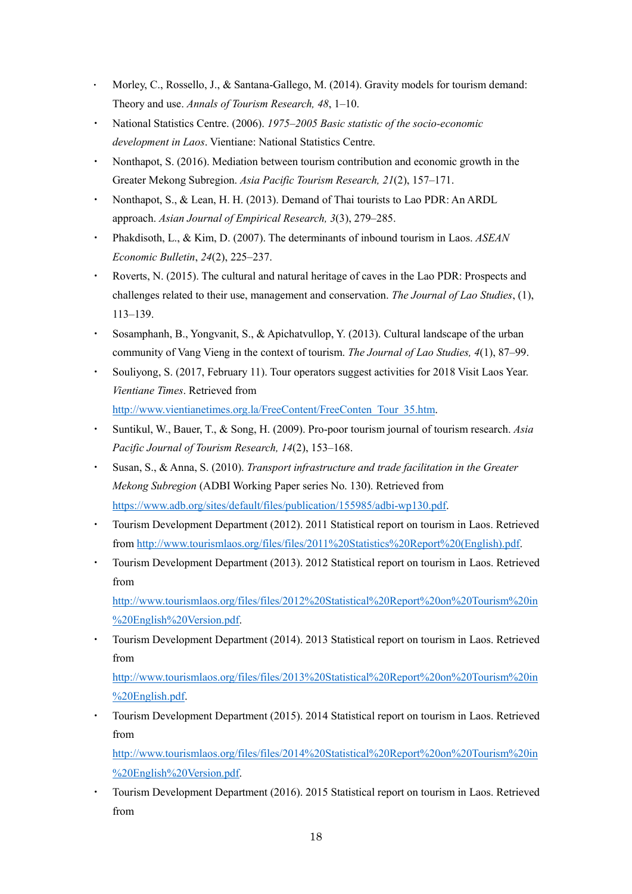- Morley, C., Rossello, J., & Santana-Gallego, M. (2014). Gravity models for tourism demand: Theory and use. *Annals of Tourism Research, 48*, 1–10.
- National Statistics Centre. (2006). *1975–2005 Basic statistic of the socio-economic development in Laos*. Vientiane: National Statistics Centre.
- Nonthapot, S. (2016). Mediation between tourism contribution and economic growth in the Greater Mekong Subregion. *Asia Pacific Tourism Research, 21*(2), 157–171.
- Nonthapot, S., & Lean, H. H. (2013). Demand of Thai tourists to Lao PDR: An ARDL approach. *Asian Journal of Empirical Research, 3*(3), 279–285.
- Phakdisoth, L., & Kim, D. (2007). The determinants of inbound tourism in Laos. *ASEAN Economic Bulletin*, *24*(2), 225–237.
- Roverts, N. (2015). The cultural and natural heritage of caves in the Lao PDR: Prospects and challenges related to their use, management and conservation. *The Journal of Lao Studies*, (1), 113–139.
- Sosamphanh, B., Yongvanit, S., & Apichatvullop, Y. (2013). Cultural landscape of the urban community of Vang Vieng in the context of tourism. *The Journal of Lao Studies, 4*(1), 87–99.
- Souliyong, S. (2017, February 11). Tour operators suggest activities for 2018 Visit Laos Year. *Vientiane Times*. Retrieved from http://www.vientianetimes.org.la/FreeContent/FreeConten_Tour_35.htm.
- Suntikul, W., Bauer, T., & Song, H. (2009). Pro-poor tourism journal of tourism research. *Asia Pacific Journal of Tourism Research, 14*(2), 153–168.
- Susan, S., & Anna, S. (2010). *Transport infrastructure and trade facilitation in the Greater Mekong Subregion* (ADBI Working Paper series No. 130). Retrieved from https://www.adb.org/sites/default/files/publication/155985/adbi-wp130.pdf.
- Tourism Development Department (2012). 2011 Statistical report on tourism in Laos. Retrieved from http://www.tourismlaos.org/files/files/2011%20Statistics%20Report%20(English).pdf.
- Tourism Development Department (2013). 2012 Statistical report on tourism in Laos. Retrieved from http://www.tourismlaos.org/files/files/2012%20Statistical%20Report%20on%20Tourism%20in%20English%20Version.pdf.
- Tourism Development Department (2014). 2013 Statistical report on tourism in Laos. Retrieved from http://www.tourismlaos.org/files/files/2013%20Statistical%20Report%20on%20Tourism%20in%20English.pdf.
- Tourism Development Department (2015). 2014 Statistical report on tourism in Laos. Retrieved from http://www.tourismlaos.org/files/files/2014%20Statistical%20Report%20on%20Tourism%20in%20English%20Version.pdf.
- Tourism Development Department (2016). 2015 Statistical report on tourism in Laos. Retrieved from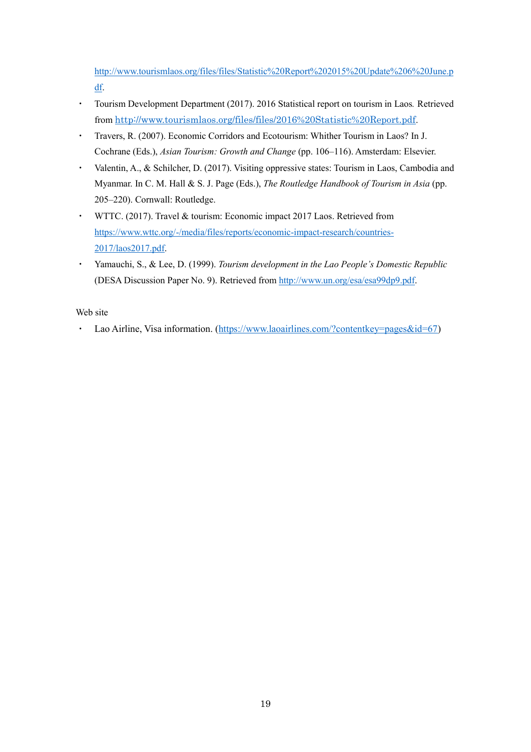http://www.tourismlaos.org/files/files/Statistic%20Report%202015%20Update%206%20June.pdf.

- Tourism Development Department (2017). 2016 Statistical report on tourism in Laos. Retrieved from http://www.tourismlaos.org/files/files/2016%20Statistic%20Report.pdf.
- Travers, R. (2007). Economic Corridors and Ecotourism: Whither Tourism in Laos? In J. Cochrane (Eds.), *Asian Tourism: Growth and Change* (pp. 106–116). Amsterdam: Elsevier.
- Valentin, A., & Schilcher, D. (2017). Visiting oppressive states: Tourism in Laos, Cambodia and Myanmar. In C. M. Hall & S. J. Page (Eds.), *The Routledge Handbook of Tourism in Asia* (pp. 205–220). Cornwall: Routledge.
- WTTC. (2017). Travel & tourism: Economic impact 2017 Laos. Retrieved from https://www.wttc.org/-/media/files/reports/economic-impact-research/countries-2017/laos2017.pdf.
- Yamauchi, S., & Lee, D. (1999). *Tourism development in the Lao People's Domestic Republic* (DESA Discussion Paper No. 9). Retrieved from http://www.un.org/esa/esa99dp9.pdf.

Web site

- Lao Airline, Visa information. (https://www.laoairlines.com/?contentkey=pages&id=67)